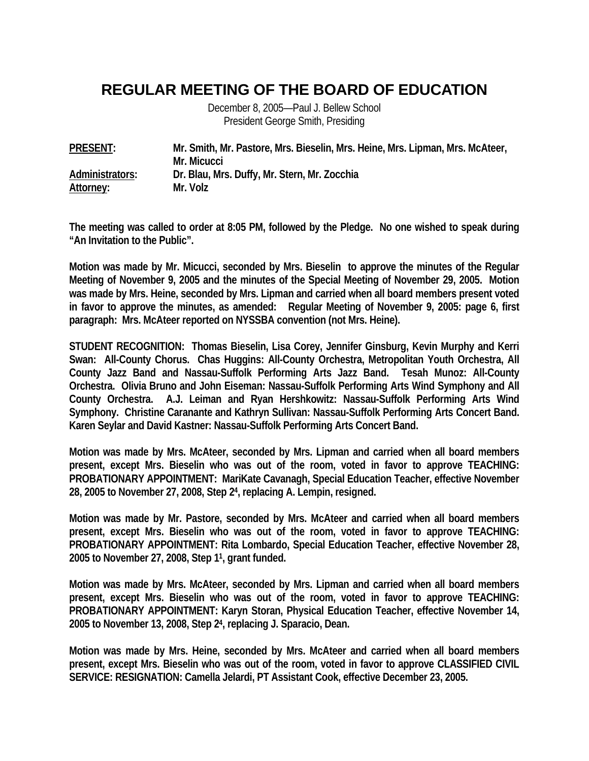# REGULAR MEETING OF THE BOARD OF EDUCATION

December 8, 2005—Paul J. Bellew School
President George Smith, Presiding

**PRESENT:** Mr. Smith, Mr. Pastore, Mrs. Bieselin, Mrs. Heine, Mrs. Lipman, Mrs. McAteer, Mr. Micucci
**Administrators:** Dr. Blau, Mrs. Duffy, Mr. Stern, Mr. Zocchia
**Attorney:** Mr. Volz

**The meeting was called to order at 8:05 PM, followed by the Pledge. No one wished to speak during "An Invitation to the Public".**

**Motion was made by Mr. Micucci, seconded by Mrs. Bieselin to approve the minutes of the Regular Meeting of November 9, 2005 and the minutes of the Special Meeting of November 29, 2005. Motion was made by Mrs. Heine, seconded by Mrs. Lipman and carried when all board members present voted in favor to approve the minutes, as amended: Regular Meeting of November 9, 2005: page 6, first paragraph: Mrs. McAteer reported on NYSSBA convention (not Mrs. Heine).**

**STUDENT RECOGNITION: Thomas Bieselin, Lisa Corey, Jennifer Ginsburg, Kevin Murphy and Kerri Swan: All-County Chorus. Chas Huggins: All-County Orchestra, Metropolitan Youth Orchestra, All County Jazz Band and Nassau-Suffolk Performing Arts Jazz Band. Tesah Munoz: All-County Orchestra. Olivia Bruno and John Eiseman: Nassau-Suffolk Performing Arts Wind Symphony and All County Orchestra. A.J. Leiman and Ryan Hershkowitz: Nassau-Suffolk Performing Arts Wind Symphony. Christine Caranante and Kathryn Sullivan: Nassau-Suffolk Performing Arts Concert Band. Karen Seylar and David Kastner: Nassau-Suffolk Performing Arts Concert Band.**

**Motion was made by Mrs. McAteer, seconded by Mrs. Lipman and carried when all board members present, except Mrs. Bieselin who was out of the room, voted in favor to approve TEACHING: PROBATIONARY APPOINTMENT: MariKate Cavanagh, Special Education Teacher, effective November 28, 2005 to November 27, 2008, Step 2[4], replacing A. Lempin, resigned.**

**Motion was made by Mr. Pastore, seconded by Mrs. McAteer and carried when all board members present, except Mrs. Bieselin who was out of the room, voted in favor to approve TEACHING: PROBATIONARY APPOINTMENT: Rita Lombardo, Special Education Teacher, effective November 28, 2005 to November 27, 2008, Step 1[1], grant funded.**

**Motion was made by Mrs. McAteer, seconded by Mrs. Lipman and carried when all board members present, except Mrs. Bieselin who was out of the room, voted in favor to approve TEACHING: PROBATIONARY APPOINTMENT: Karyn Storan, Physical Education Teacher, effective November 14, 2005 to November 13, 2008, Step 2[4], replacing J. Sparacio, Dean.**

**Motion was made by Mrs. Heine, seconded by Mrs. McAteer and carried when all board members present, except Mrs. Bieselin who was out of the room, voted in favor to approve CLASSIFIED CIVIL SERVICE: RESIGNATION: Camella Jelardi, PT Assistant Cook, effective December 23, 2005.**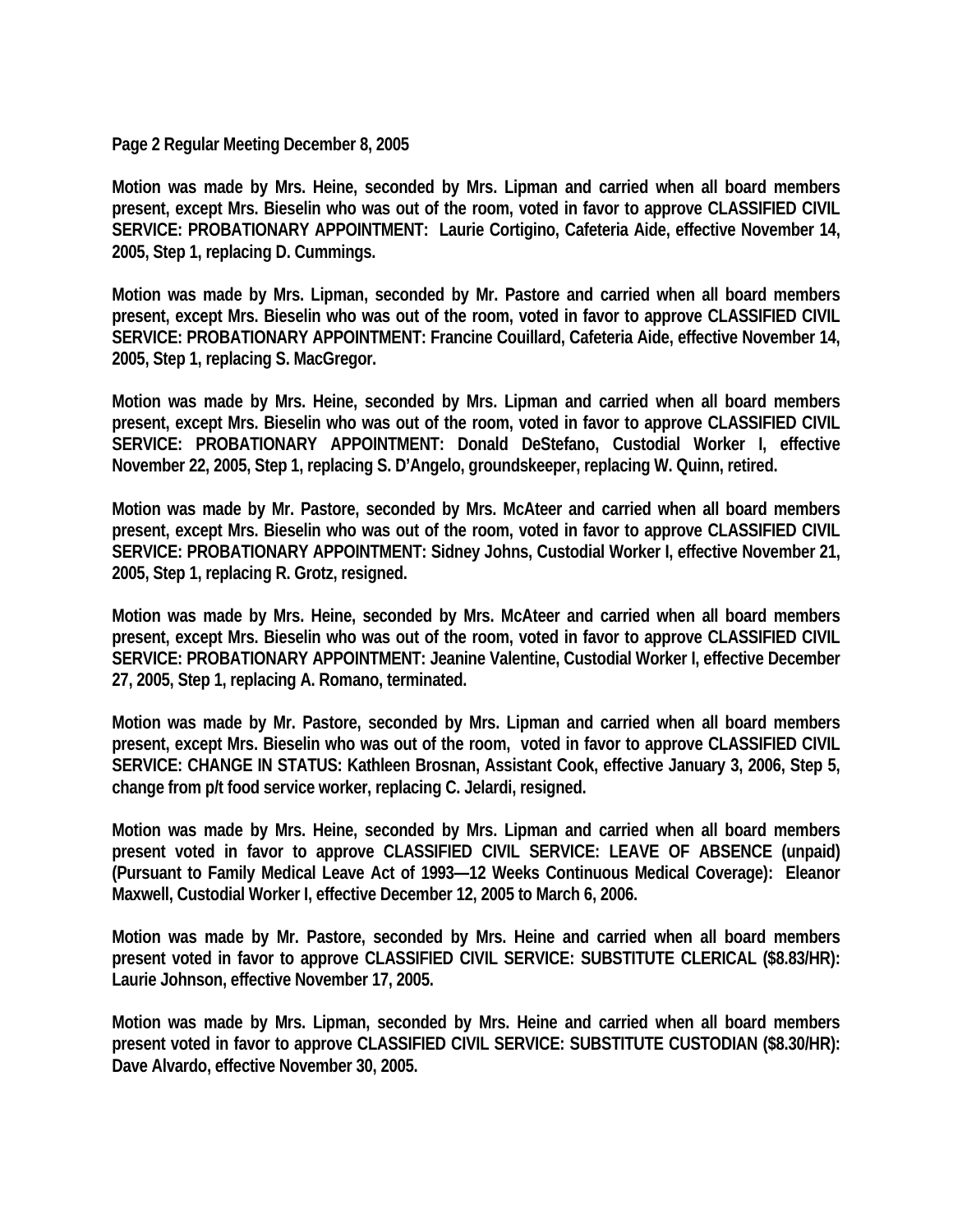**Page 2 Regular Meeting December 8, 2005**

**Motion was made by Mrs. Heine, seconded by Mrs. Lipman and carried when all board members present, except Mrs. Bieselin who was out of the room, voted in favor to approve CLASSIFIED CIVIL SERVICE: PROBATIONARY APPOINTMENT: Laurie Cortigino, Cafeteria Aide, effective November 14, 2005, Step 1, replacing D. Cummings.**

**Motion was made by Mrs. Lipman, seconded by Mr. Pastore and carried when all board members present, except Mrs. Bieselin who was out of the room, voted in favor to approve CLASSIFIED CIVIL SERVICE: PROBATIONARY APPOINTMENT: Francine Couillard, Cafeteria Aide, effective November 14, 2005, Step 1, replacing S. MacGregor.**

**Motion was made by Mrs. Heine, seconded by Mrs. Lipman and carried when all board members present, except Mrs. Bieselin who was out of the room, voted in favor to approve CLASSIFIED CIVIL SERVICE: PROBATIONARY APPOINTMENT: Donald DeStefano, Custodial Worker I, effective November 22, 2005, Step 1, replacing S. D'Angelo, groundskeeper, replacing W. Quinn, retired.**

**Motion was made by Mr. Pastore, seconded by Mrs. McAteer and carried when all board members present, except Mrs. Bieselin who was out of the room, voted in favor to approve CLASSIFIED CIVIL SERVICE: PROBATIONARY APPOINTMENT: Sidney Johns, Custodial Worker I, effective November 21, 2005, Step 1, replacing R. Grotz, resigned.**

**Motion was made by Mrs. Heine, seconded by Mrs. McAteer and carried when all board members present, except Mrs. Bieselin who was out of the room, voted in favor to approve CLASSIFIED CIVIL SERVICE: PROBATIONARY APPOINTMENT: Jeanine Valentine, Custodial Worker I, effective December 27, 2005, Step 1, replacing A. Romano, terminated.**

**Motion was made by Mr. Pastore, seconded by Mrs. Lipman and carried when all board members present, except Mrs. Bieselin who was out of the room, voted in favor to approve CLASSIFIED CIVIL SERVICE: CHANGE IN STATUS: Kathleen Brosnan, Assistant Cook, effective January 3, 2006, Step 5, change from p/t food service worker, replacing C. Jelardi, resigned.**

**Motion was made by Mrs. Heine, seconded by Mrs. Lipman and carried when all board members present voted in favor to approve CLASSIFIED CIVIL SERVICE: LEAVE OF ABSENCE (unpaid) (Pursuant to Family Medical Leave Act of 1993—12 Weeks Continuous Medical Coverage): Eleanor Maxwell, Custodial Worker I, effective December 12, 2005 to March 6, 2006.**

**Motion was made by Mr. Pastore, seconded by Mrs. Heine and carried when all board members present voted in favor to approve CLASSIFIED CIVIL SERVICE: SUBSTITUTE CLERICAL ($8.83/HR): Laurie Johnson, effective November 17, 2005.**

**Motion was made by Mrs. Lipman, seconded by Mrs. Heine and carried when all board members present voted in favor to approve CLASSIFIED CIVIL SERVICE: SUBSTITUTE CUSTODIAN ($8.30/HR): Dave Alvardo, effective November 30, 2005.**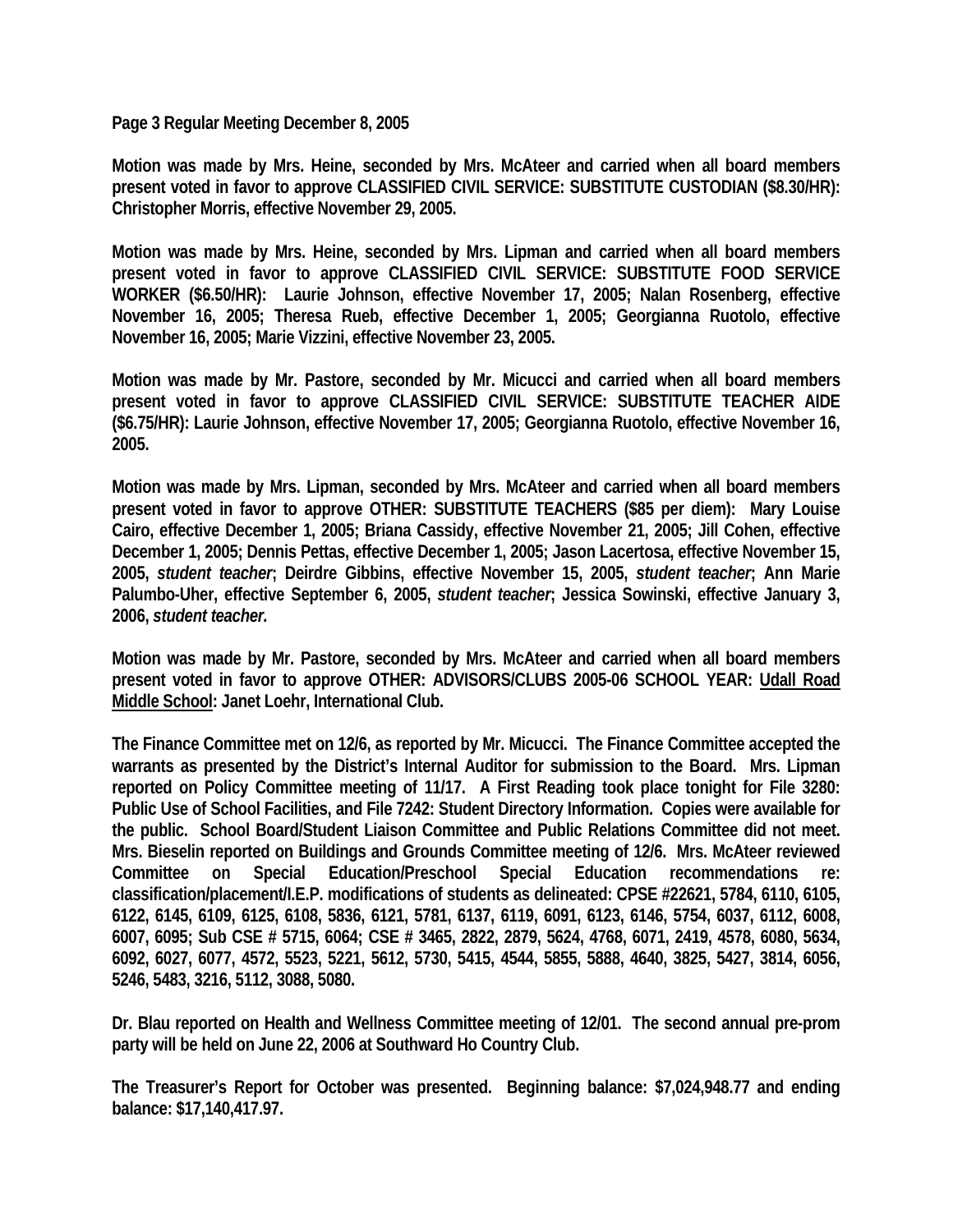**Page 3 Regular Meeting December 8, 2005**

**Motion was made by Mrs. Heine, seconded by Mrs. McAteer and carried when all board members present voted in favor to approve CLASSIFIED CIVIL SERVICE: SUBSTITUTE CUSTODIAN ($8.30/HR): Christopher Morris, effective November 29, 2005.**

**Motion was made by Mrs. Heine, seconded by Mrs. Lipman and carried when all board members present voted in favor to approve CLASSIFIED CIVIL SERVICE: SUBSTITUTE FOOD SERVICE WORKER ($6.50/HR): Laurie Johnson, effective November 17, 2005; Nalan Rosenberg, effective November 16, 2005; Theresa Rueb, effective December 1, 2005; Georgianna Ruotolo, effective November 16, 2005; Marie Vizzini, effective November 23, 2005.**

**Motion was made by Mr. Pastore, seconded by Mr. Micucci and carried when all board members present voted in favor to approve CLASSIFIED CIVIL SERVICE: SUBSTITUTE TEACHER AIDE ($6.75/HR): Laurie Johnson, effective November 17, 2005; Georgianna Ruotolo, effective November 16, 2005.**

**Motion was made by Mrs. Lipman, seconded by Mrs. McAteer and carried when all board members present voted in favor to approve OTHER: SUBSTITUTE TEACHERS ($85 per diem): Mary Louise Cairo, effective December 1, 2005; Briana Cassidy, effective November 21, 2005; Jill Cohen, effective December 1, 2005; Dennis Pettas, effective December 1, 2005; Jason Lacertosa, effective November 15, 2005, *student teacher*; Deirdre Gibbins, effective November 15, 2005, *student teacher*; Ann Marie Palumbo-Uher, effective September 6, 2005, *student teacher*; Jessica Sowinski, effective January 3, 2006, *student teacher.***

**Motion was made by Mr. Pastore, seconded by Mrs. McAteer and carried when all board members present voted in favor to approve OTHER: ADVISORS/CLUBS 2005-06 SCHOOL YEAR: Udall Road Middle School: Janet Loehr, International Club.**

**The Finance Committee met on 12/6, as reported by Mr. Micucci. The Finance Committee accepted the warrants as presented by the District's Internal Auditor for submission to the Board. Mrs. Lipman reported on Policy Committee meeting of 11/17. A First Reading took place tonight for File 3280: Public Use of School Facilities, and File 7242: Student Directory Information. Copies were available for the public. School Board/Student Liaison Committee and Public Relations Committee did not meet. Mrs. Bieselin reported on Buildings and Grounds Committee meeting of 12/6. Mrs. McAteer reviewed Committee on Special Education/Preschool Special Education recommendations re: classification/placement/I.E.P. modifications of students as delineated: CPSE #22621, 5784, 6110, 6105, 6122, 6145, 6109, 6125, 6108, 5836, 6121, 5781, 6137, 6119, 6091, 6123, 6146, 5754, 6037, 6112, 6008, 6007, 6095; Sub CSE # 5715, 6064; CSE # 3465, 2822, 2879, 5624, 4768, 6071, 2419, 4578, 6080, 5634, 6092, 6027, 6077, 4572, 5523, 5221, 5612, 5730, 5415, 4544, 5855, 5888, 4640, 3825, 5427, 3814, 6056, 5246, 5483, 3216, 5112, 3088, 5080.**

**Dr. Blau reported on Health and Wellness Committee meeting of 12/01. The second annual pre-prom party will be held on June 22, 2006 at Southward Ho Country Club.**

**The Treasurer's Report for October was presented. Beginning balance: $7,024,948.77 and ending balance: $17,140,417.97.**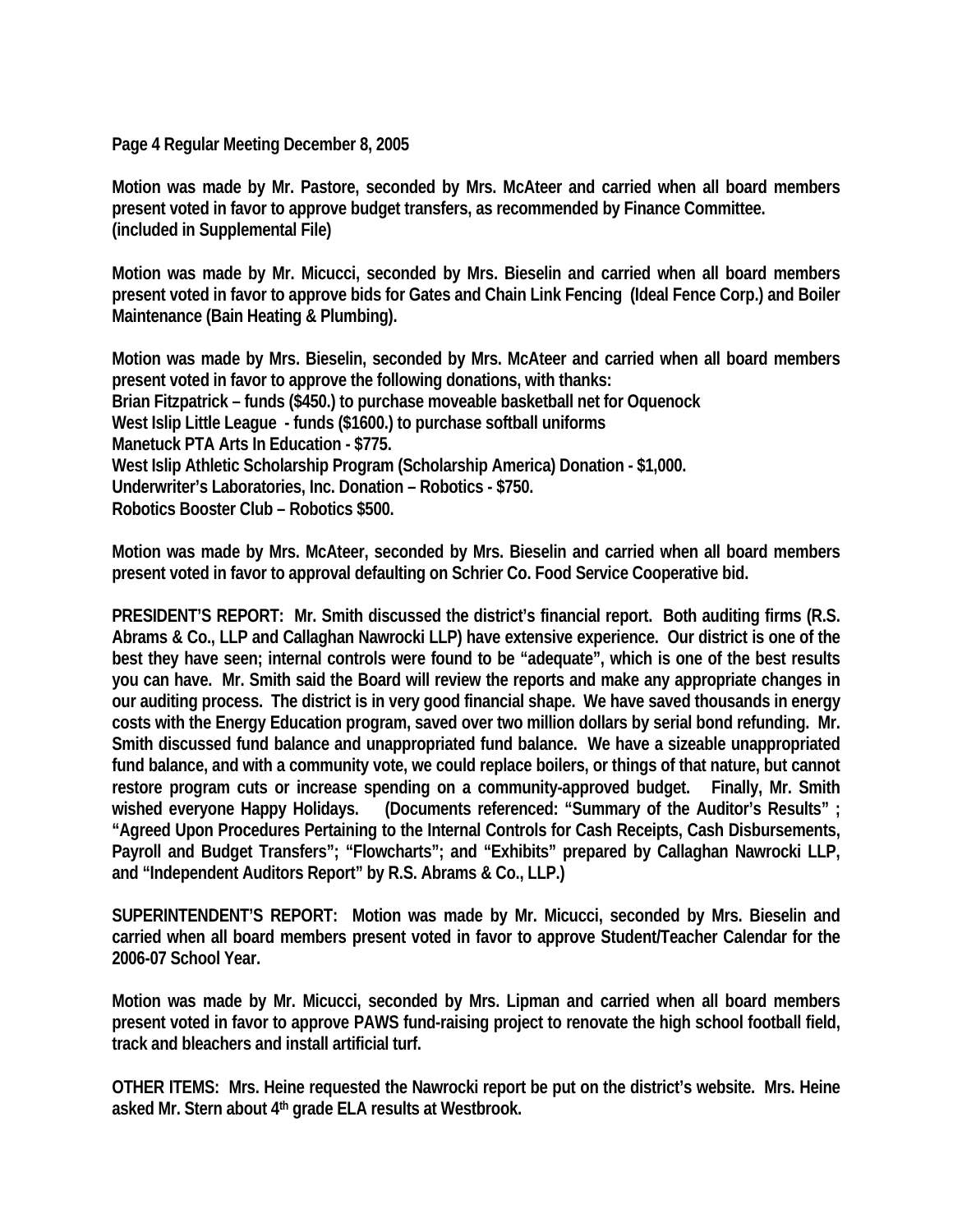**Motion was made by Mr. Pastore, seconded by Mrs. McAteer and carried when all board members present voted in favor to approve budget transfers, as recommended by Finance Committee. (included in Supplemental File)**

**Motion was made by Mr. Micucci, seconded by Mrs. Bieselin and carried when all board members present voted in favor to approve bids for Gates and Chain Link Fencing (Ideal Fence Corp.) and Boiler Maintenance (Bain Heating & Plumbing).**

**Motion was made by Mrs. Bieselin, seconded by Mrs. McAteer and carried when all board members present voted in favor to approve the following donations, with thanks:**
**Brian Fitzpatrick – funds ($450.) to purchase moveable basketball net for Oquenock**
**West Islip Little League - funds ($1600.) to purchase softball uniforms**
**Manetuck PTA Arts In Education - $775.**
**West Islip Athletic Scholarship Program (Scholarship America) Donation - $1,000.**
**Underwriter's Laboratories, Inc. Donation – Robotics - $750.**
**Robotics Booster Club – Robotics $500.**

**Motion was made by Mrs. McAteer, seconded by Mrs. Bieselin and carried when all board members present voted in favor to approval defaulting on Schrier Co. Food Service Cooperative bid.**

**PRESIDENT'S REPORT: Mr. Smith discussed the district's financial report. Both auditing firms (R.S. Abrams & Co., LLP and Callaghan Nawrocki LLP) have extensive experience. Our district is one of the best they have seen; internal controls were found to be "adequate", which is one of the best results you can have. Mr. Smith said the Board will review the reports and make any appropriate changes in our auditing process. The district is in very good financial shape. We have saved thousands in energy costs with the Energy Education program, saved over two million dollars by serial bond refunding. Mr. Smith discussed fund balance and unappropriated fund balance. We have a sizeable unappropriated fund balance, and with a community vote, we could replace boilers, or things of that nature, but cannot restore program cuts or increase spending on a community-approved budget. Finally, Mr. Smith wished everyone Happy Holidays. (Documents referenced: "Summary of the Auditor's Results" ; "Agreed Upon Procedures Pertaining to the Internal Controls for Cash Receipts, Cash Disbursements, Payroll and Budget Transfers"; "Flowcharts"; and "Exhibits" prepared by Callaghan Nawrocki LLP, and "Independent Auditors Report" by R.S. Abrams & Co., LLP.)**

**SUPERINTENDENT'S REPORT: Motion was made by Mr. Micucci, seconded by Mrs. Bieselin and carried when all board members present voted in favor to approve Student/Teacher Calendar for the 2006-07 School Year.**

**Motion was made by Mr. Micucci, seconded by Mrs. Lipman and carried when all board members present voted in favor to approve PAWS fund-raising project to renovate the high school football field, track and bleachers and install artificial turf.**

**OTHER ITEMS: Mrs. Heine requested the Nawrocki report be put on the district's website. Mrs. Heine asked Mr. Stern about 4th grade ELA results at Westbrook.**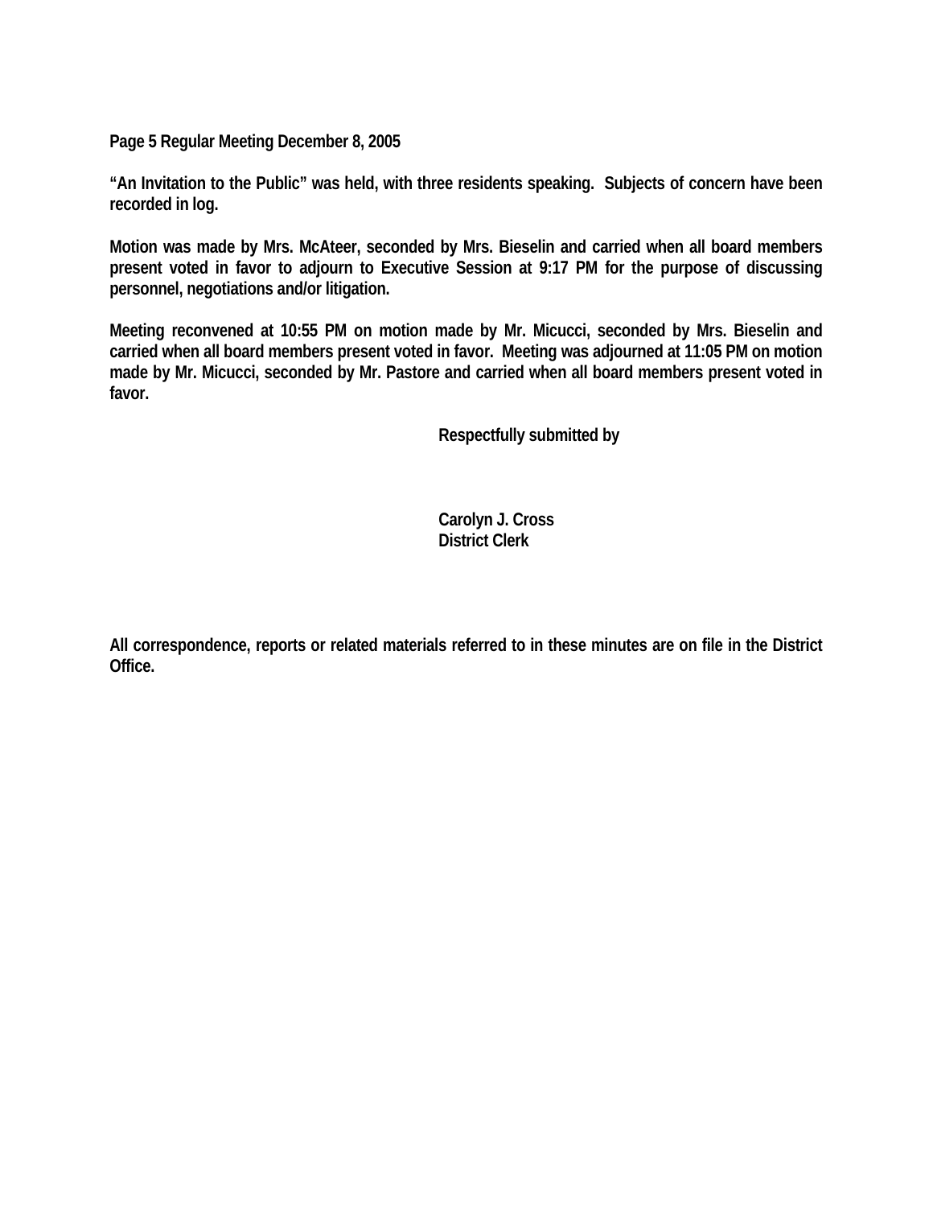**Page 5 Regular Meeting December 8, 2005**

**"An Invitation to the Public" was held, with three residents speaking. Subjects of concern have been recorded in log.**

**Motion was made by Mrs. McAteer, seconded by Mrs. Bieselin and carried when all board members present voted in favor to adjourn to Executive Session at 9:17 PM for the purpose of discussing personnel, negotiations and/or litigation.**

**Meeting reconvened at 10:55 PM on motion made by Mr. Micucci, seconded by Mrs. Bieselin and carried when all board members present voted in favor. Meeting was adjourned at 11:05 PM on motion made by Mr. Micucci, seconded by Mr. Pastore and carried when all board members present voted in favor.**

**Respectfully submitted by**

**Carolyn J. Cross**
**District Clerk**

**All correspondence, reports or related materials referred to in these minutes are on file in the District Office.**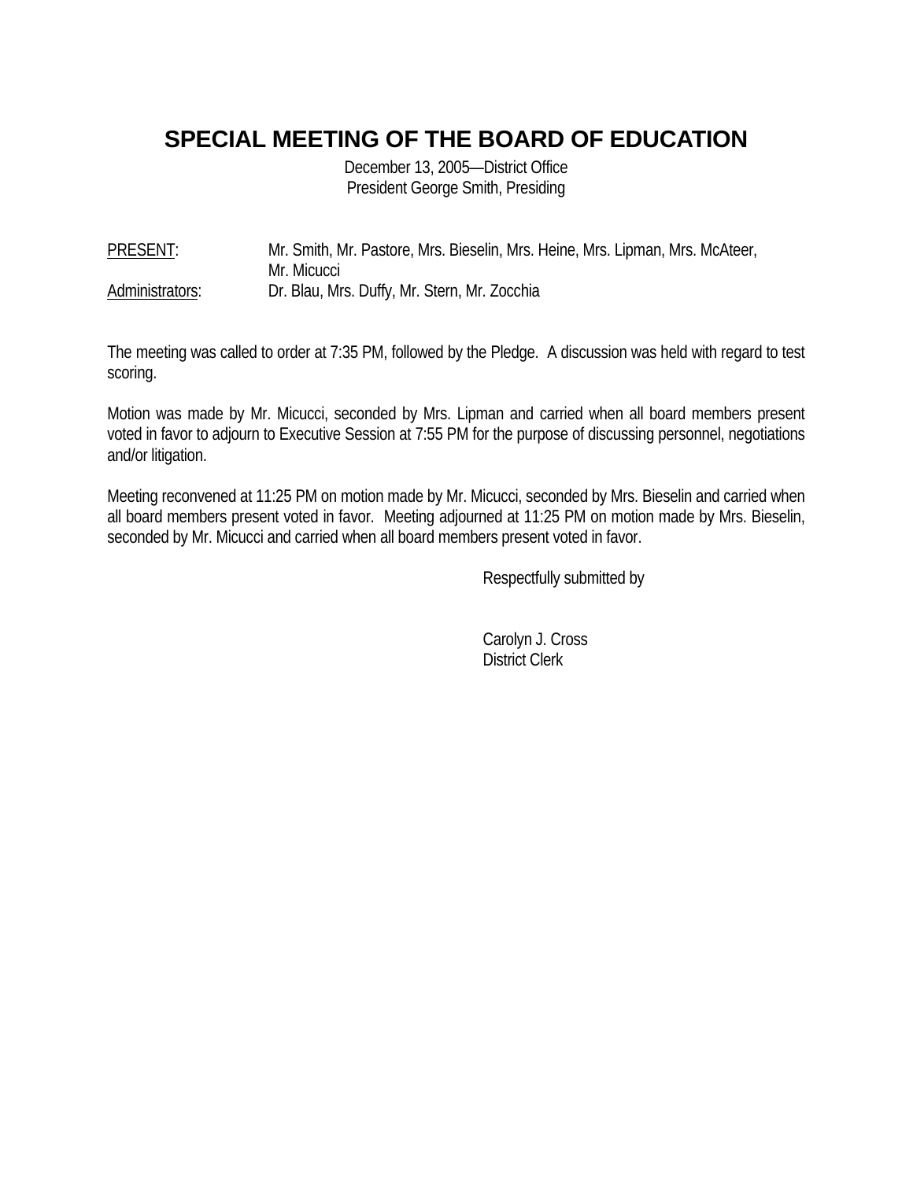# SPECIAL MEETING OF THE BOARD OF EDUCATION

December 13, 2005—District Office
President George Smith, Presiding

| | |
|---|---|
| PRESENT: | Mr. Smith, Mr. Pastore, Mrs. Bieselin, Mrs. Heine, Mrs. Lipman, Mrs. McAteer, Mr. Micucci |
| Administrators: | Dr. Blau, Mrs. Duffy, Mr. Stern, Mr. Zocchia |

The meeting was called to order at 7:35 PM, followed by the Pledge. A discussion was held with regard to test scoring.

Motion was made by Mr. Micucci, seconded by Mrs. Lipman and carried when all board members present voted in favor to adjourn to Executive Session at 7:55 PM for the purpose of discussing personnel, negotiations and/or litigation.

Meeting reconvened at 11:25 PM on motion made by Mr. Micucci, seconded by Mrs. Bieselin and carried when all board members present voted in favor. Meeting adjourned at 11:25 PM on motion made by Mrs. Bieselin, seconded by Mr. Micucci and carried when all board members present voted in favor.

Respectfully submitted by

Carolyn J. Cross
District Clerk